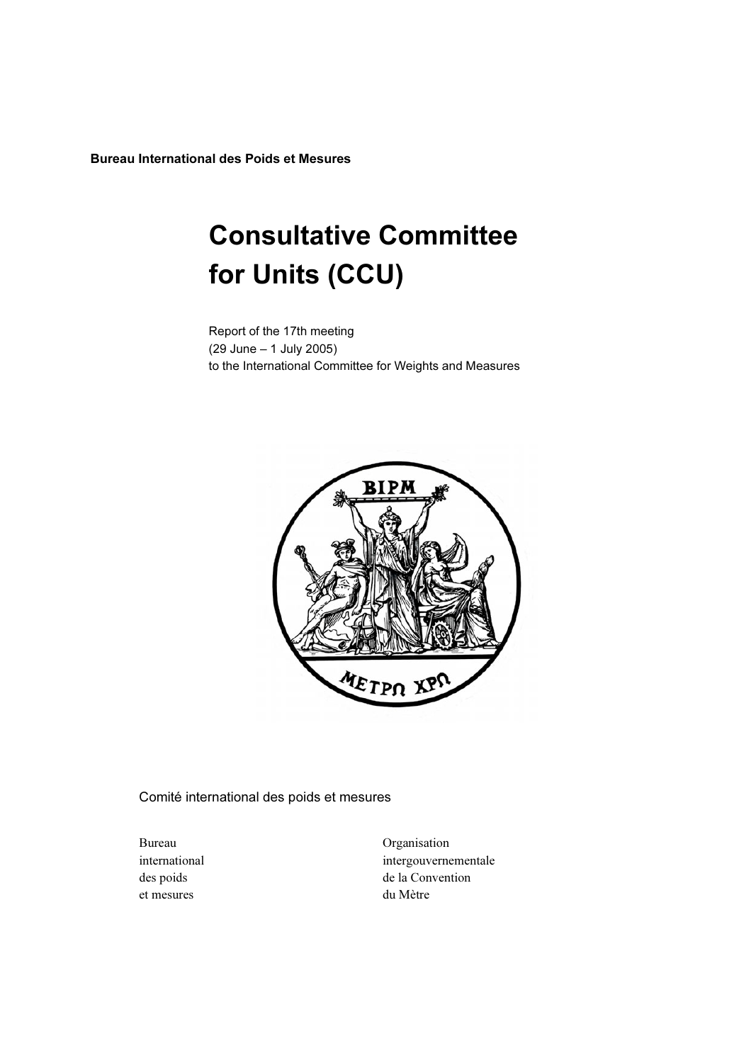**Bureau International des Poids et Mesures**

# Consultative Committee for Units (CCU)

Report of the 17th meeting
(29 June – 1 July 2005)
to the International Committee for Weights and Measures

Comité international des poids et mesures

Bureau
international
des poids
et mesures

Organisation
intergouvernementale
de la Convention
du Mètre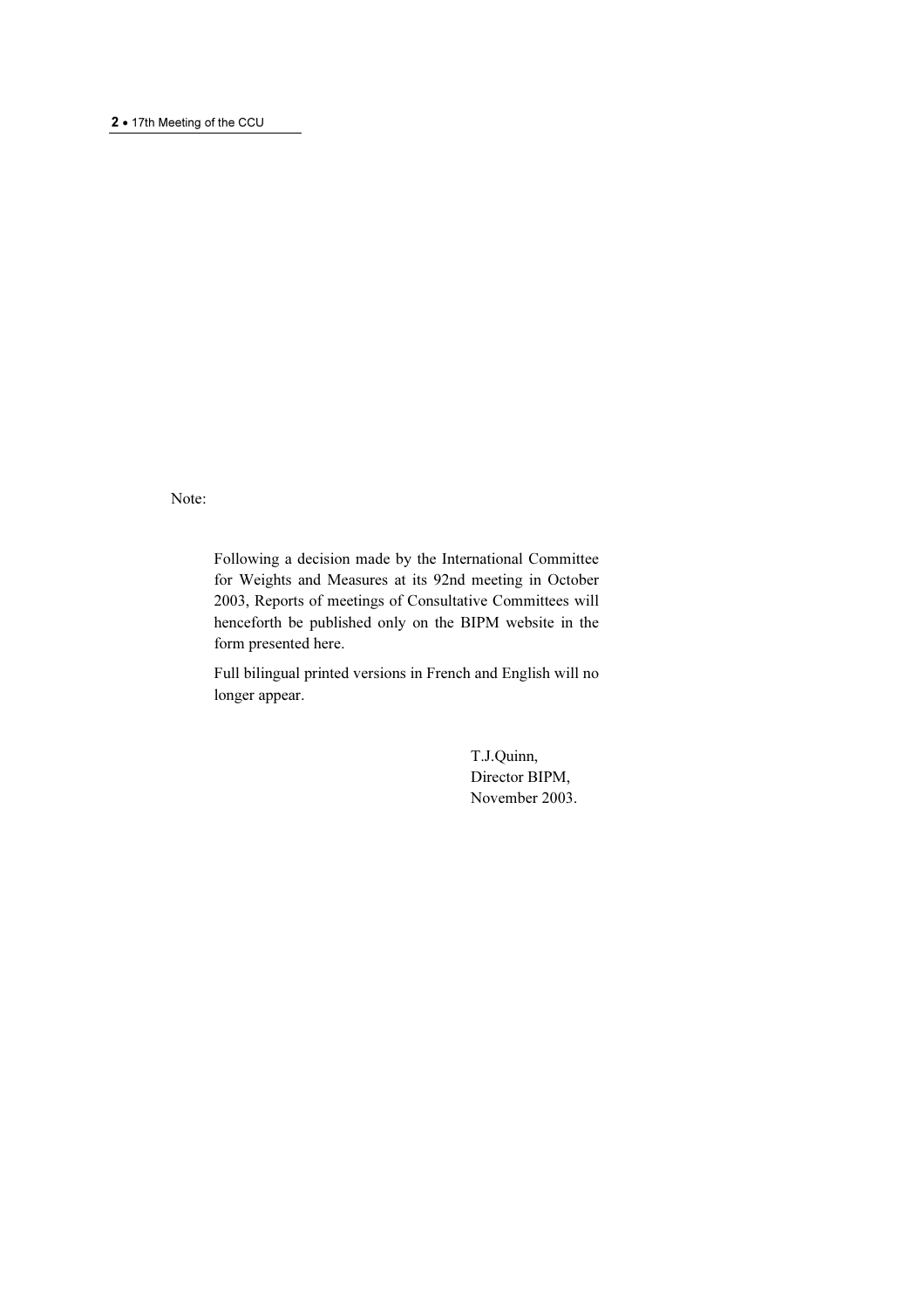Note:

Following a decision made by the International Committee for Weights and Measures at its 92nd meeting in October 2003, Reports of meetings of Consultative Committees will henceforth be published only on the BIPM website in the form presented here.

Full bilingual printed versions in French and English will no longer appear.

T.J.Quinn,
Director BIPM,
November 2003.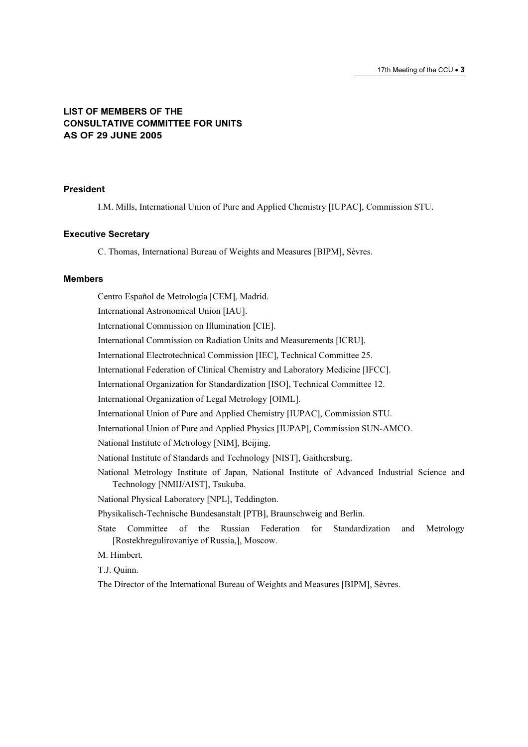# LIST OF MEMBERS OF THE CONSULTATIVE COMMITTEE FOR UNITS AS OF 29 JUNE 2005

## President

I.M. Mills, International Union of Pure and Applied Chemistry [IUPAC], Commission STU.

## Executive Secretary

C. Thomas, International Bureau of Weights and Measures [BIPM], Sèvres.

## Members

Centro Español de Metrología [CEM], Madrid.

International Astronomical Union [IAU].

International Commission on Illumination [CIE].

International Commission on Radiation Units and Measurements [ICRU].

International Electrotechnical Commission [IEC], Technical Committee 25.

International Federation of Clinical Chemistry and Laboratory Medicine [IFCC].

International Organization for Standardization [ISO], Technical Committee 12.

International Organization of Legal Metrology [OIML].

International Union of Pure and Applied Chemistry [IUPAC], Commission STU.

International Union of Pure and Applied Physics [IUPAP], Commission SUN-AMCO.

National Institute of Metrology [NIM], Beijing.

National Institute of Standards and Technology [NIST], Gaithersburg.

National Metrology Institute of Japan, National Institute of Advanced Industrial Science and Technology [NMIJ/AIST], Tsukuba.

National Physical Laboratory [NPL], Teddington.

Physikalisch-Technische Bundesanstalt [PTB], Braunschweig and Berlin.

State Committee of the Russian Federation for Standardization and Metrology [Rostekhregulirovaniye of Russia,], Moscow.

M. Himbert.

T.J. Quinn.

The Director of the International Bureau of Weights and Measures [BIPM], Sèvres.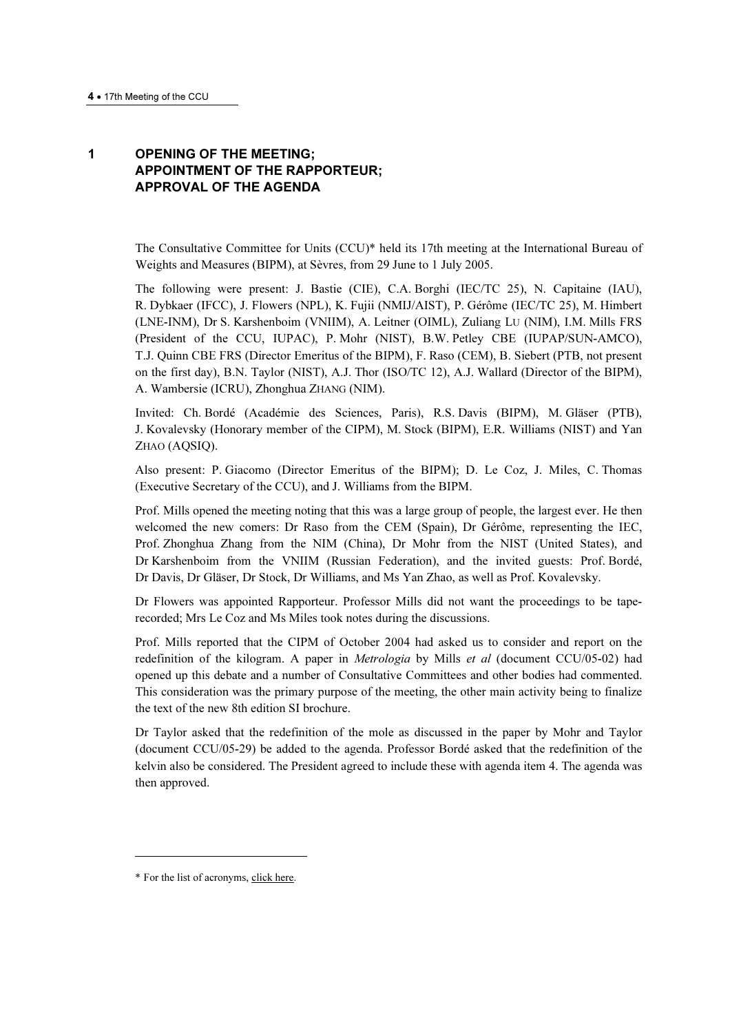# 1 OPENING OF THE MEETING; APPOINTMENT OF THE RAPPORTEUR; APPROVAL OF THE AGENDA

The Consultative Committee for Units (CCU)* held its 17th meeting at the International Bureau of Weights and Measures (BIPM), at Sèvres, from 29 June to 1 July 2005.

The following were present: J. Bastie (CIE), C.A. Borghi (IEC/TC 25), N. Capitaine (IAU), R. Dybkaer (IFCC), J. Flowers (NPL), K. Fujii (NMIJ/AIST), P. Gérôme (IEC/TC 25), M. Himbert (LNE-INM), Dr S. Karshenboim (VNIIM), A. Leitner (OIML), Zuliang LU (NIM), I.M. Mills FRS (President of the CCU, IUPAC), P. Mohr (NIST), B.W. Petley CBE (IUPAP/SUN-AMCO), T.J. Quinn CBE FRS (Director Emeritus of the BIPM), F. Raso (CEM), B. Siebert (PTB, not present on the first day), B.N. Taylor (NIST), A.J. Thor (ISO/TC 12), A.J. Wallard (Director of the BIPM), A. Wambersie (ICRU), Zhonghua ZHANG (NIM).

Invited: Ch. Bordé (Académie des Sciences, Paris), R.S. Davis (BIPM), M. Gläser (PTB), J. Kovalevsky (Honorary member of the CIPM), M. Stock (BIPM), E.R. Williams (NIST) and Yan ZHAO (AQSIQ).

Also present: P. Giacomo (Director Emeritus of the BIPM); D. Le Coz, J. Miles, C. Thomas (Executive Secretary of the CCU), and J. Williams from the BIPM.

Prof. Mills opened the meeting noting that this was a large group of people, the largest ever. He then welcomed the new comers: Dr Raso from the CEM (Spain), Dr Gérôme, representing the IEC, Prof. Zhonghua Zhang from the NIM (China), Dr Mohr from the NIST (United States), and Dr Karshenboim from the VNIIM (Russian Federation), and the invited guests: Prof. Bordé, Dr Davis, Dr Gläser, Dr Stock, Dr Williams, and Ms Yan Zhao, as well as Prof. Kovalevsky.

Dr Flowers was appointed Rapporteur. Professor Mills did not want the proceedings to be tape-recorded; Mrs Le Coz and Ms Miles took notes during the discussions.

Prof. Mills reported that the CIPM of October 2004 had asked us to consider and report on the redefinition of the kilogram. A paper in *Metrologia* by Mills *et al* (document CCU/05-02) had opened up this debate and a number of Consultative Committees and other bodies had commented. This consideration was the primary purpose of the meeting, the other main activity being to finalize the text of the new 8th edition SI brochure.

Dr Taylor asked that the redefinition of the mole as discussed in the paper by Mohr and Taylor (document CCU/05-29) be added to the agenda. Professor Bordé asked that the redefinition of the kelvin also be considered. The President agreed to include these with agenda item 4. The agenda was then approved.

---

* For the list of acronyms, click here.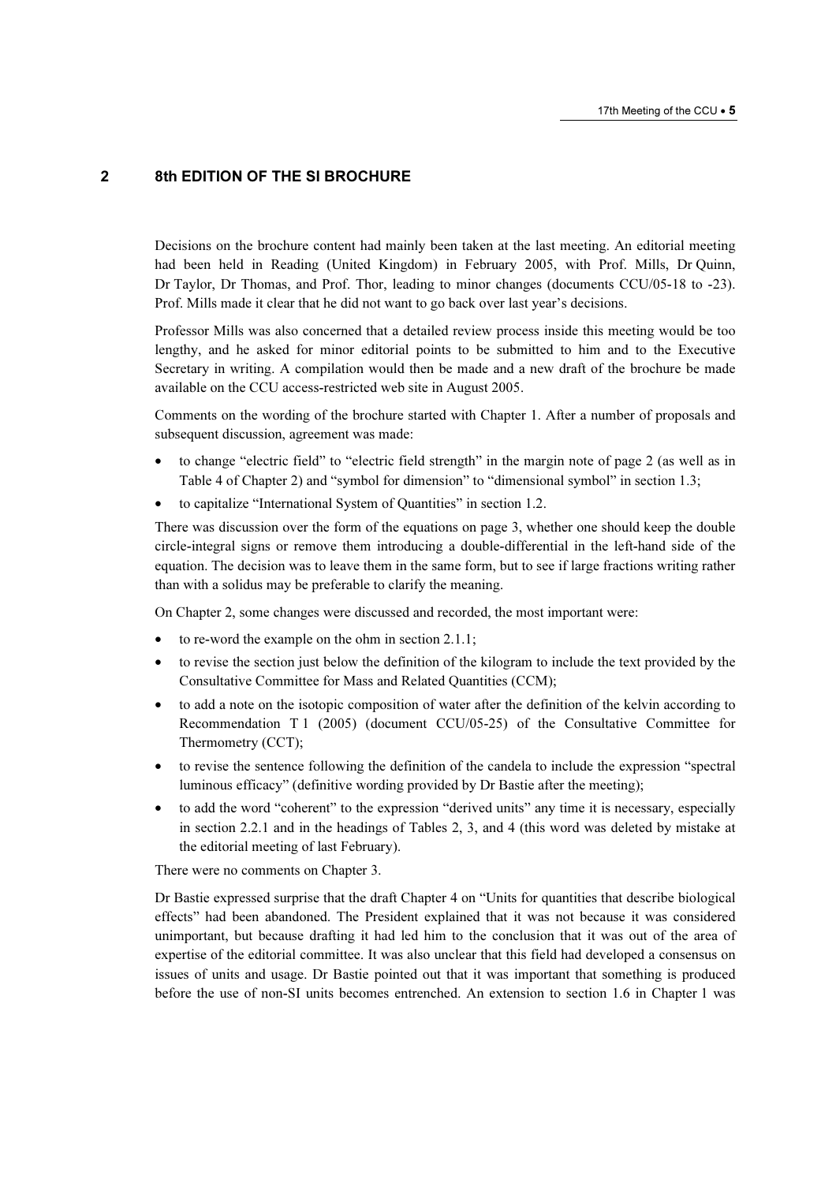## 2 8th EDITION OF THE SI BROCHURE

Decisions on the brochure content had mainly been taken at the last meeting. An editorial meeting had been held in Reading (United Kingdom) in February 2005, with Prof. Mills, Dr Quinn, Dr Taylor, Dr Thomas, and Prof. Thor, leading to minor changes (documents CCU/05-18 to -23). Prof. Mills made it clear that he did not want to go back over last year's decisions.

Professor Mills was also concerned that a detailed review process inside this meeting would be too lengthy, and he asked for minor editorial points to be submitted to him and to the Executive Secretary in writing. A compilation would then be made and a new draft of the brochure be made available on the CCU access-restricted web site in August 2005.

Comments on the wording of the brochure started with Chapter 1. After a number of proposals and subsequent discussion, agreement was made:

- to change "electric field" to "electric field strength" in the margin note of page 2 (as well as in Table 4 of Chapter 2) and "symbol for dimension" to "dimensional symbol" in section 1.3;
- to capitalize "International System of Quantities" in section 1.2.

There was discussion over the form of the equations on page 3, whether one should keep the double circle-integral signs or remove them introducing a double-differential in the left-hand side of the equation. The decision was to leave them in the same form, but to see if large fractions writing rather than with a solidus may be preferable to clarify the meaning.

On Chapter 2, some changes were discussed and recorded, the most important were:

- to re-word the example on the ohm in section 2.1.1;
- to revise the section just below the definition of the kilogram to include the text provided by the Consultative Committee for Mass and Related Quantities (CCM);
- to add a note on the isotopic composition of water after the definition of the kelvin according to Recommendation T 1 (2005) (document CCU/05-25) of the Consultative Committee for Thermometry (CCT);
- to revise the sentence following the definition of the candela to include the expression "spectral luminous efficacy" (definitive wording provided by Dr Bastie after the meeting);
- to add the word "coherent" to the expression "derived units" any time it is necessary, especially in section 2.2.1 and in the headings of Tables 2, 3, and 4 (this word was deleted by mistake at the editorial meeting of last February).

There were no comments on Chapter 3.

Dr Bastie expressed surprise that the draft Chapter 4 on "Units for quantities that describe biological effects" had been abandoned. The President explained that it was not because it was considered unimportant, but because drafting it had led him to the conclusion that it was out of the area of expertise of the editorial committee. It was also unclear that this field had developed a consensus on issues of units and usage. Dr Bastie pointed out that it was important that something is produced before the use of non-SI units becomes entrenched. An extension to section 1.6 in Chapter 1 was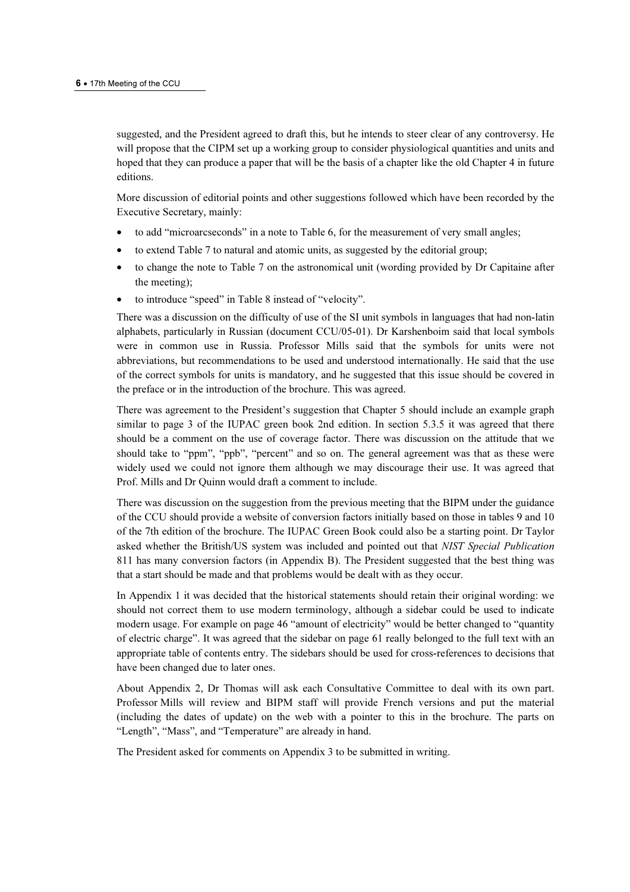suggested, and the President agreed to draft this, but he intends to steer clear of any controversy. He will propose that the CIPM set up a working group to consider physiological quantities and units and hoped that they can produce a paper that will be the basis of a chapter like the old Chapter 4 in future editions.

More discussion of editorial points and other suggestions followed which have been recorded by the Executive Secretary, mainly:

- to add "microarcseconds" in a note to Table 6, for the measurement of very small angles;
- to extend Table 7 to natural and atomic units, as suggested by the editorial group;
- to change the note to Table 7 on the astronomical unit (wording provided by Dr Capitaine after the meeting);
- to introduce "speed" in Table 8 instead of "velocity".

There was a discussion on the difficulty of use of the SI unit symbols in languages that had non-latin alphabets, particularly in Russian (document CCU/05-01). Dr Karshenboim said that local symbols were in common use in Russia. Professor Mills said that the symbols for units were not abbreviations, but recommendations to be used and understood internationally. He said that the use of the correct symbols for units is mandatory, and he suggested that this issue should be covered in the preface or in the introduction of the brochure. This was agreed.

There was agreement to the President's suggestion that Chapter 5 should include an example graph similar to page 3 of the IUPAC green book 2nd edition. In section 5.3.5 it was agreed that there should be a comment on the use of coverage factor. There was discussion on the attitude that we should take to "ppm", "ppb", "percent" and so on. The general agreement was that as these were widely used we could not ignore them although we may discourage their use. It was agreed that Prof. Mills and Dr Quinn would draft a comment to include.

There was discussion on the suggestion from the previous meeting that the BIPM under the guidance of the CCU should provide a website of conversion factors initially based on those in tables 9 and 10 of the 7th edition of the brochure. The IUPAC Green Book could also be a starting point. Dr Taylor asked whether the British/US system was included and pointed out that *NIST Special Publication* 811 has many conversion factors (in Appendix B). The President suggested that the best thing was that a start should be made and that problems would be dealt with as they occur.

In Appendix 1 it was decided that the historical statements should retain their original wording: we should not correct them to use modern terminology, although a sidebar could be used to indicate modern usage. For example on page 46 "amount of electricity" would be better changed to "quantity of electric charge". It was agreed that the sidebar on page 61 really belonged to the full text with an appropriate table of contents entry. The sidebars should be used for cross-references to decisions that have been changed due to later ones.

About Appendix 2, Dr Thomas will ask each Consultative Committee to deal with its own part. Professor Mills will review and BIPM staff will provide French versions and put the material (including the dates of update) on the web with a pointer to this in the brochure. The parts on "Length", "Mass", and "Temperature" are already in hand.

The President asked for comments on Appendix 3 to be submitted in writing.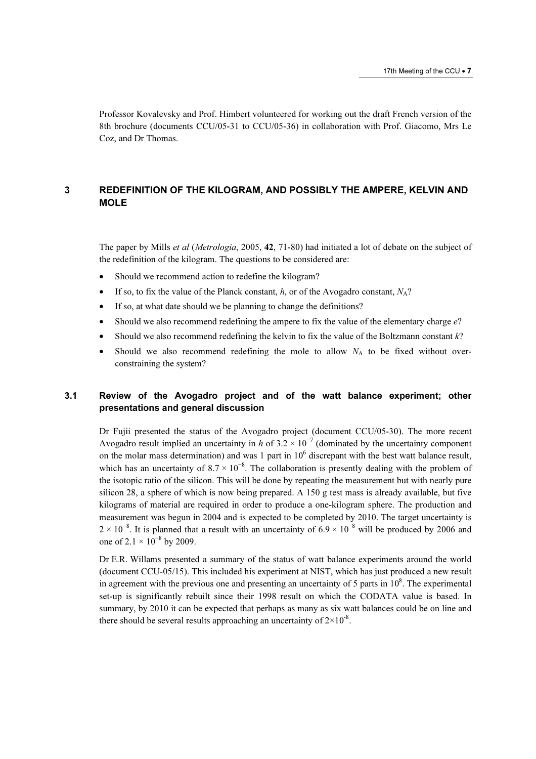Professor Kovalevsky and Prof. Himbert volunteered for working out the draft French version of the 8th brochure (documents CCU/05-31 to CCU/05-36) in collaboration with Prof. Giacomo, Mrs Le Coz, and Dr Thomas.

## 3 REDEFINITION OF THE KILOGRAM, AND POSSIBLY THE AMPERE, KELVIN AND MOLE

The paper by Mills *et al* (*Metrologia*, 2005, **42**, 71-80) had initiated a lot of debate on the subject of the redefinition of the kilogram. The questions to be considered are:

- Should we recommend action to redefine the kilogram?
- If so, to fix the value of the Planck constant, $h$, or of the Avogadro constant, $N_A$?
- If so, at what date should we be planning to change the definitions?
- Should we also recommend redefining the ampere to fix the value of the elementary charge $e$?
- Should we also recommend redefining the kelvin to fix the value of the Boltzmann constant $k$?
- Should we also recommend redefining the mole to allow $N_A$ to be fixed without over-constraining the system?

### 3.1 Review of the Avogadro project and of the watt balance experiment; other presentations and general discussion

Dr Fujii presented the status of the Avogadro project (document CCU/05-30). The more recent Avogadro result implied an uncertainty in $h$ of $3.2 \times 10^{-7}$ (dominated by the uncertainty component on the molar mass determination) and was 1 part in $10^6$ discrepant with the best watt balance result, which has an uncertainty of $8.7 \times 10^{-8}$. The collaboration is presently dealing with the problem of the isotopic ratio of the silicon. This will be done by repeating the measurement but with nearly pure silicon 28, a sphere of which is now being prepared. A 150 g test mass is already available, but five kilograms of material are required in order to produce a one-kilogram sphere. The production and measurement was begun in 2004 and is expected to be completed by 2010. The target uncertainty is $2 \times 10^{-8}$. It is planned that a result with an uncertainty of $6.9 \times 10^{-8}$ will be produced by 2006 and one of $2.1 \times 10^{-8}$ by 2009.

Dr E.R. Willams presented a summary of the status of watt balance experiments around the world (document CCU-05/15). This included his experiment at NIST, which has just produced a new result in agreement with the previous one and presenting an uncertainty of 5 parts in $10^8$. The experimental set-up is significantly rebuilt since their 1998 result on which the CODATA value is based. In summary, by 2010 it can be expected that perhaps as many as six watt balances could be on line and there should be several results approaching an uncertainty of $2\times10^{-8}$.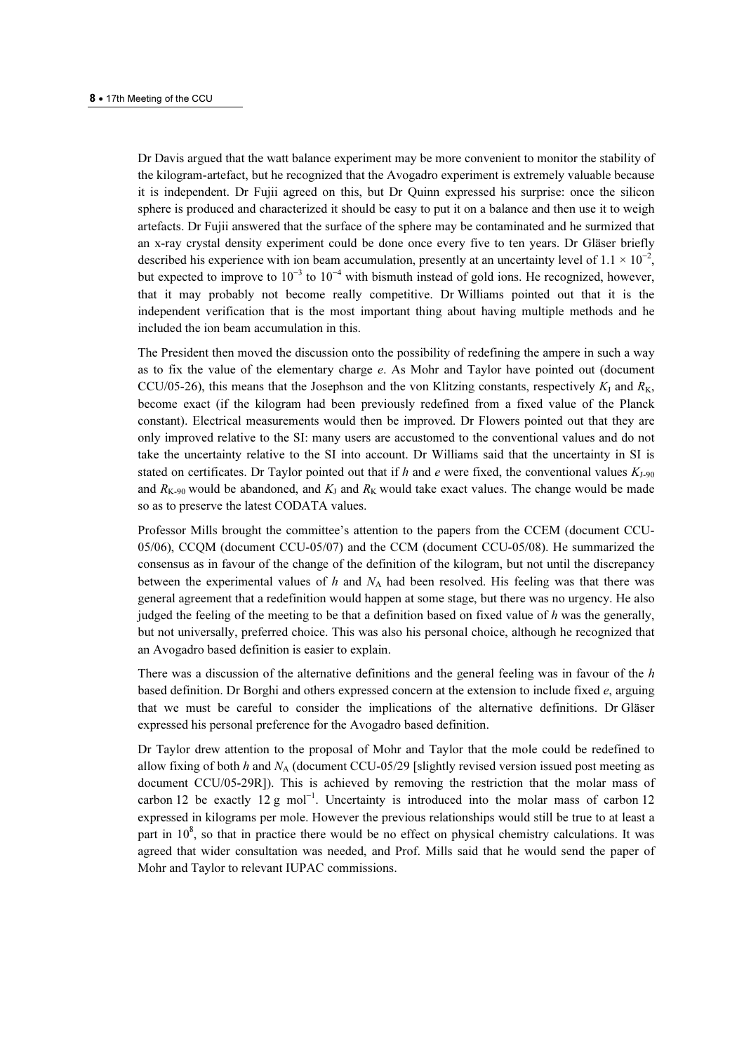Dr Davis argued that the watt balance experiment may be more convenient to monitor the stability of the kilogram-artefact, but he recognized that the Avogadro experiment is extremely valuable because it is independent. Dr Fujii agreed on this, but Dr Quinn expressed his surprise: once the silicon sphere is produced and characterized it should be easy to put it on a balance and then use it to weigh artefacts. Dr Fujii answered that the surface of the sphere may be contaminated and he surmized that an x-ray crystal density experiment could be done once every five to ten years. Dr Gläser briefly described his experience with ion beam accumulation, presently at an uncertainty level of $1.1 \times 10^{-2}$, but expected to improve to $10^{-3}$ to $10^{-4}$ with bismuth instead of gold ions. He recognized, however, that it may probably not become really competitive. Dr Williams pointed out that it is the independent verification that is the most important thing about having multiple methods and he included the ion beam accumulation in this.

The President then moved the discussion onto the possibility of redefining the ampere in such a way as to fix the value of the elementary charge $e$. As Mohr and Taylor have pointed out (document CCU/05-26), this means that the Josephson and the von Klitzing constants, respectively $K_J$ and $R_K$, become exact (if the kilogram had been previously redefined from a fixed value of the Planck constant). Electrical measurements would then be improved. Dr Flowers pointed out that they are only improved relative to the SI: many users are accustomed to the conventional values and do not take the uncertainty relative to the SI into account. Dr Williams said that the uncertainty in SI is stated on certificates. Dr Taylor pointed out that if $h$ and $e$ were fixed, the conventional values $K_{J\text{-}90}$ and $R_{K\text{-}90}$ would be abandoned, and $K_J$ and $R_K$ would take exact values. The change would be made so as to preserve the latest CODATA values.

Professor Mills brought the committee's attention to the papers from the CCEM (document CCU-05/06), CCQM (document CCU-05/07) and the CCM (document CCU-05/08). He summarized the consensus as in favour of the change of the definition of the kilogram, but not until the discrepancy between the experimental values of $h$ and $N_A$ had been resolved. His feeling was that there was general agreement that a redefinition would happen at some stage, but there was no urgency. He also judged the feeling of the meeting to be that a definition based on fixed value of $h$ was the generally, but not universally, preferred choice. This was also his personal choice, although he recognized that an Avogadro based definition is easier to explain.

There was a discussion of the alternative definitions and the general feeling was in favour of the $h$ based definition. Dr Borghi and others expressed concern at the extension to include fixed $e$, arguing that we must be careful to consider the implications of the alternative definitions. Dr Gläser expressed his personal preference for the Avogadro based definition.

Dr Taylor drew attention to the proposal of Mohr and Taylor that the mole could be redefined to allow fixing of both $h$ and $N_A$ (document CCU-05/29 [slightly revised version issued post meeting as document CCU/05-29R]). This is achieved by removing the restriction that the molar mass of carbon 12 be exactly 12 g mol$^{-1}$. Uncertainty is introduced into the molar mass of carbon 12 expressed in kilograms per mole. However the previous relationships would still be true to at least a part in $10^8$, so that in practice there would be no effect on physical chemistry calculations. It was agreed that wider consultation was needed, and Prof. Mills said that he would send the paper of Mohr and Taylor to relevant IUPAC commissions.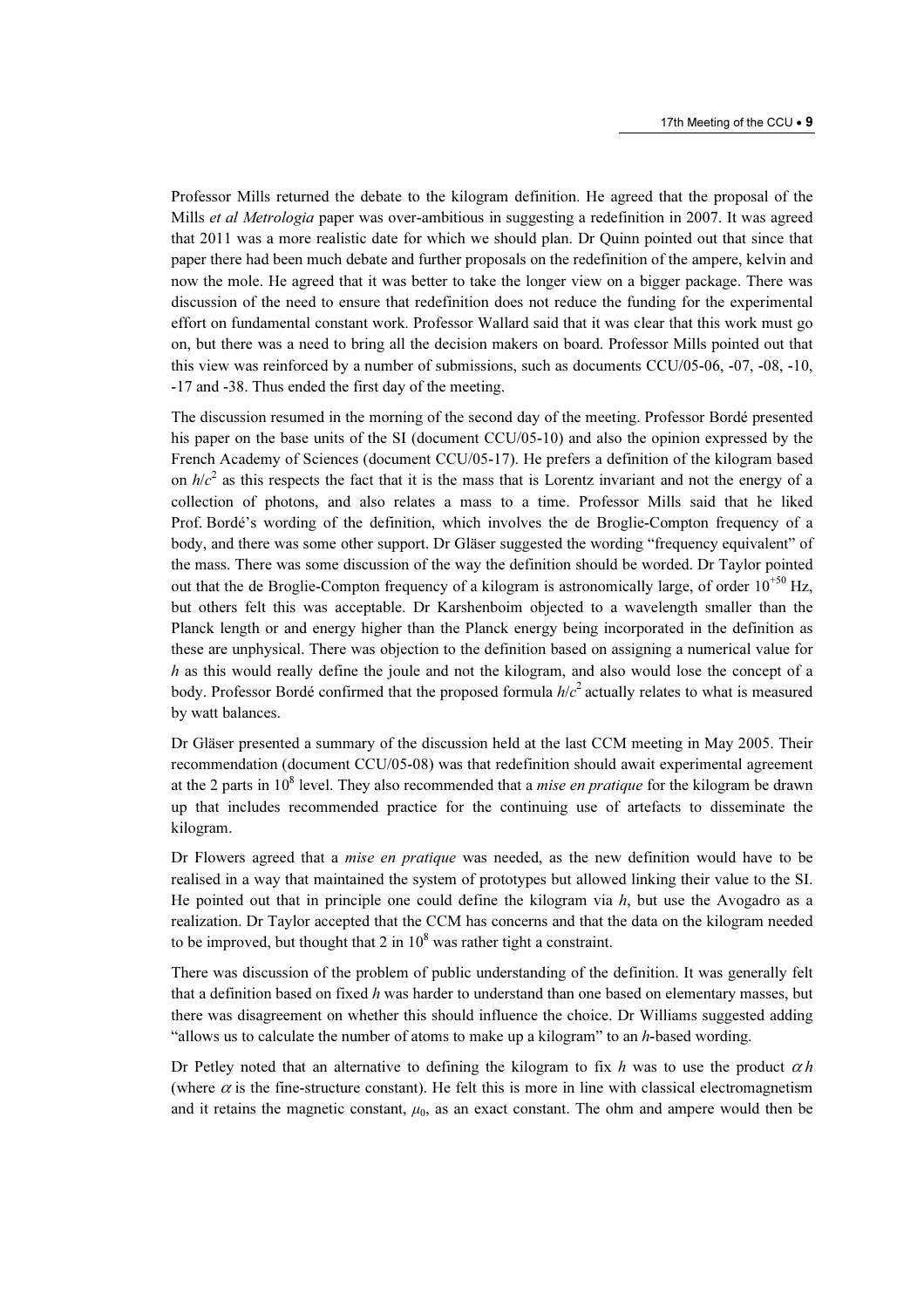Professor Mills returned the debate to the kilogram definition. He agreed that the proposal of the Mills *et al Metrologia* paper was over-ambitious in suggesting a redefinition in 2007. It was agreed that 2011 was a more realistic date for which we should plan. Dr Quinn pointed out that since that paper there had been much debate and further proposals on the redefinition of the ampere, kelvin and now the mole. He agreed that it was better to take the longer view on a bigger package. There was discussion of the need to ensure that redefinition does not reduce the funding for the experimental effort on fundamental constant work. Professor Wallard said that it was clear that this work must go on, but there was a need to bring all the decision makers on board. Professor Mills pointed out that this view was reinforced by a number of submissions, such as documents CCU/05-06, -07, -08, -10, -17 and -38. Thus ended the first day of the meeting.

The discussion resumed in the morning of the second day of the meeting. Professor Bordé presented his paper on the base units of the SI (document CCU/05-10) and also the opinion expressed by the French Academy of Sciences (document CCU/05-17). He prefers a definition of the kilogram based on $h/c^2$ as this respects the fact that it is the mass that is Lorentz invariant and not the energy of a collection of photons, and also relates a mass to a time. Professor Mills said that he liked Prof. Bordé's wording of the definition, which involves the de Broglie-Compton frequency of a body, and there was some other support. Dr Gläser suggested the wording "frequency equivalent" of the mass. There was some discussion of the way the definition should be worded. Dr Taylor pointed out that the de Broglie-Compton frequency of a kilogram is astronomically large, of order $10^{+50}$ Hz, but others felt this was acceptable. Dr Karshenboim objected to a wavelength smaller than the Planck length or and energy higher than the Planck energy being incorporated in the definition as these are unphysical. There was objection to the definition based on assigning a numerical value for $h$ as this would really define the joule and not the kilogram, and also would lose the concept of a body. Professor Bordé confirmed that the proposed formula $h/c^2$ actually relates to what is measured by watt balances.

Dr Gläser presented a summary of the discussion held at the last CCM meeting in May 2005. Their recommendation (document CCU/05-08) was that redefinition should await experimental agreement at the 2 parts in $10^8$ level. They also recommended that a *mise en pratique* for the kilogram be drawn up that includes recommended practice for the continuing use of artefacts to disseminate the kilogram.

Dr Flowers agreed that a *mise en pratique* was needed, as the new definition would have to be realised in a way that maintained the system of prototypes but allowed linking their value to the SI. He pointed out that in principle one could define the kilogram via $h$, but use the Avogadro as a realization. Dr Taylor accepted that the CCM has concerns and that the data on the kilogram needed to be improved, but thought that 2 in $10^8$ was rather tight a constraint.

There was discussion of the problem of public understanding of the definition. It was generally felt that a definition based on fixed $h$ was harder to understand than one based on elementary masses, but there was disagreement on whether this should influence the choice. Dr Williams suggested adding "allows us to calculate the number of atoms to make up a kilogram" to an $h$-based wording.

Dr Petley noted that an alternative to defining the kilogram to fix $h$ was to use the product $\alpha h$ (where $\alpha$ is the fine-structure constant). He felt this is more in line with classical electromagnetism and it retains the magnetic constant, $\mu_0$, as an exact constant. The ohm and ampere would then be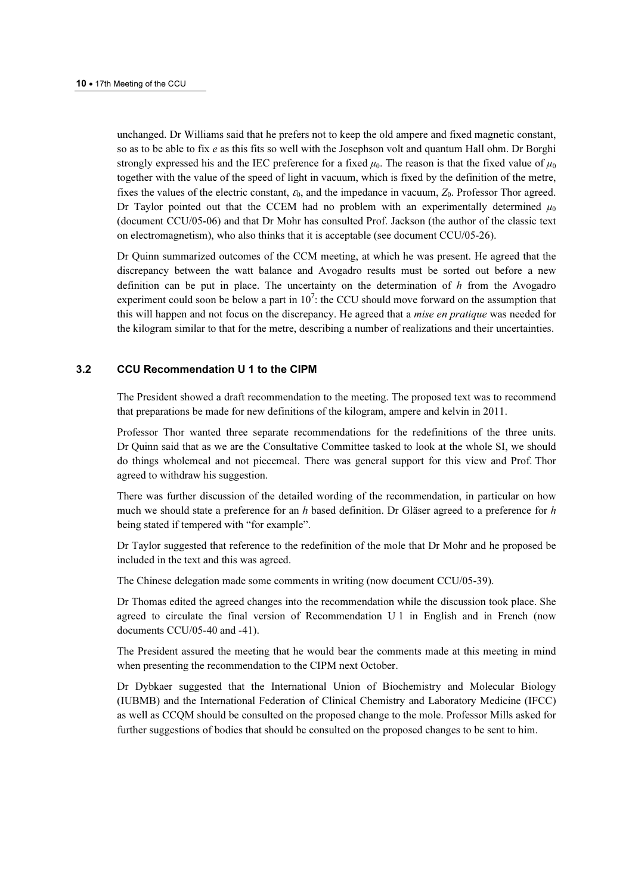unchanged. Dr Williams said that he prefers not to keep the old ampere and fixed magnetic constant, so as to be able to fix $e$ as this fits so well with the Josephson volt and quantum Hall ohm. Dr Borghi strongly expressed his and the IEC preference for a fixed $\mu_0$. The reason is that the fixed value of $\mu_0$ together with the value of the speed of light in vacuum, which is fixed by the definition of the metre, fixes the values of the electric constant, $\varepsilon_0$, and the impedance in vacuum, $Z_0$. Professor Thor agreed. Dr Taylor pointed out that the CCEM had no problem with an experimentally determined $\mu_0$ (document CCU/05-06) and that Dr Mohr has consulted Prof. Jackson (the author of the classic text on electromagnetism), who also thinks that it is acceptable (see document CCU/05-26).

Dr Quinn summarized outcomes of the CCM meeting, at which he was present. He agreed that the discrepancy between the watt balance and Avogadro results must be sorted out before a new definition can be put in place. The uncertainty on the determination of $h$ from the Avogadro experiment could soon be below a part in $10^7$: the CCU should move forward on the assumption that this will happen and not focus on the discrepancy. He agreed that a *mise en pratique* was needed for the kilogram similar to that for the metre, describing a number of realizations and their uncertainties.

### 3.2 CCU Recommendation U 1 to the CIPM

The President showed a draft recommendation to the meeting. The proposed text was to recommend that preparations be made for new definitions of the kilogram, ampere and kelvin in 2011.

Professor Thor wanted three separate recommendations for the redefinitions of the three units. Dr Quinn said that as we are the Consultative Committee tasked to look at the whole SI, we should do things wholemeal and not piecemeal. There was general support for this view and Prof. Thor agreed to withdraw his suggestion.

There was further discussion of the detailed wording of the recommendation, in particular on how much we should state a preference for an $h$ based definition. Dr Gläser agreed to a preference for $h$ being stated if tempered with "for example".

Dr Taylor suggested that reference to the redefinition of the mole that Dr Mohr and he proposed be included in the text and this was agreed.

The Chinese delegation made some comments in writing (now document CCU/05-39).

Dr Thomas edited the agreed changes into the recommendation while the discussion took place. She agreed to circulate the final version of Recommendation U 1 in English and in French (now documents CCU/05-40 and -41).

The President assured the meeting that he would bear the comments made at this meeting in mind when presenting the recommendation to the CIPM next October.

Dr Dybkaer suggested that the International Union of Biochemistry and Molecular Biology (IUBMB) and the International Federation of Clinical Chemistry and Laboratory Medicine (IFCC) as well as CCQM should be consulted on the proposed change to the mole. Professor Mills asked for further suggestions of bodies that should be consulted on the proposed changes to be sent to him.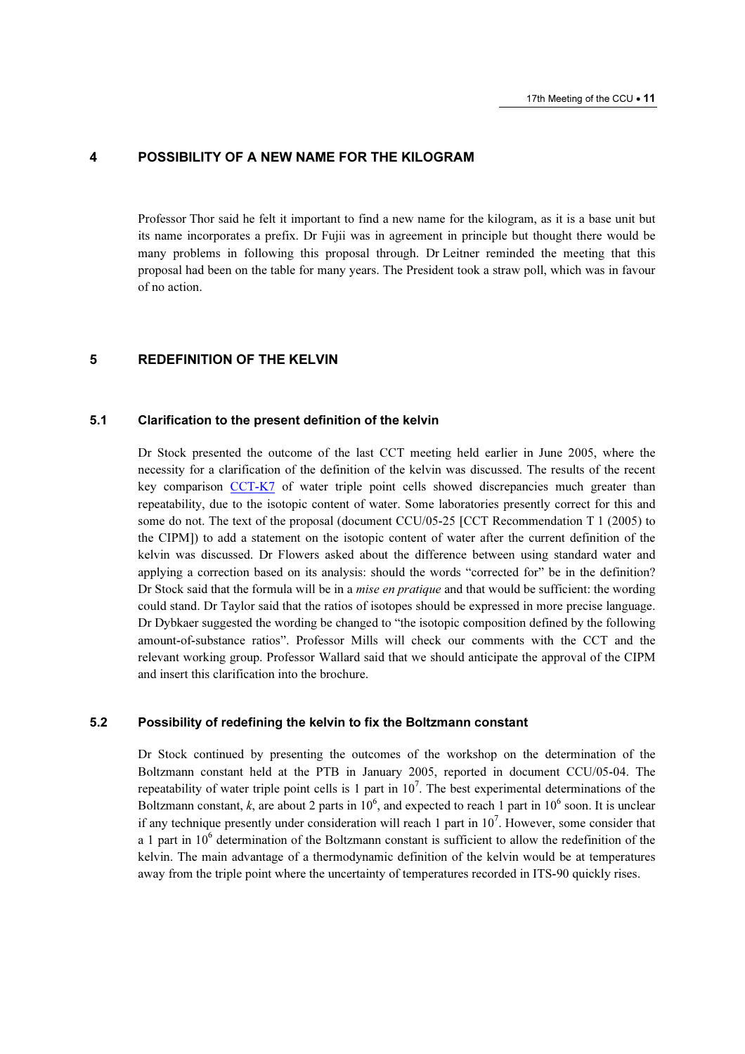## 4 POSSIBILITY OF A NEW NAME FOR THE KILOGRAM

Professor Thor said he felt it important to find a new name for the kilogram, as it is a base unit but its name incorporates a prefix. Dr Fujii was in agreement in principle but thought there would be many problems in following this proposal through. Dr Leitner reminded the meeting that this proposal had been on the table for many years. The President took a straw poll, which was in favour of no action.

## 5 REDEFINITION OF THE KELVIN

### 5.1 Clarification to the present definition of the kelvin

Dr Stock presented the outcome of the last CCT meeting held earlier in June 2005, where the necessity for a clarification of the definition of the kelvin was discussed. The results of the recent key comparison CCT-K7 of water triple point cells showed discrepancies much greater than repeatability, due to the isotopic content of water. Some laboratories presently correct for this and some do not. The text of the proposal (document CCU/05-25 [CCT Recommendation T 1 (2005) to the CIPM]) to add a statement on the isotopic content of water after the current definition of the kelvin was discussed. Dr Flowers asked about the difference between using standard water and applying a correction based on its analysis: should the words "corrected for" be in the definition? Dr Stock said that the formula will be in a *mise en pratique* and that would be sufficient: the wording could stand. Dr Taylor said that the ratios of isotopes should be expressed in more precise language. Dr Dybkaer suggested the wording be changed to "the isotopic composition defined by the following amount-of-substance ratios". Professor Mills will check our comments with the CCT and the relevant working group. Professor Wallard said that we should anticipate the approval of the CIPM and insert this clarification into the brochure.

### 5.2 Possibility of redefining the kelvin to fix the Boltzmann constant

Dr Stock continued by presenting the outcomes of the workshop on the determination of the Boltzmann constant held at the PTB in January 2005, reported in document CCU/05-04. The repeatability of water triple point cells is 1 part in $10^7$. The best experimental determinations of the Boltzmann constant, $k$, are about 2 parts in $10^6$, and expected to reach 1 part in $10^6$ soon. It is unclear if any technique presently under consideration will reach 1 part in $10^7$. However, some consider that a 1 part in $10^6$ determination of the Boltzmann constant is sufficient to allow the redefinition of the kelvin. The main advantage of a thermodynamic definition of the kelvin would be at temperatures away from the triple point where the uncertainty of temperatures recorded in ITS-90 quickly rises.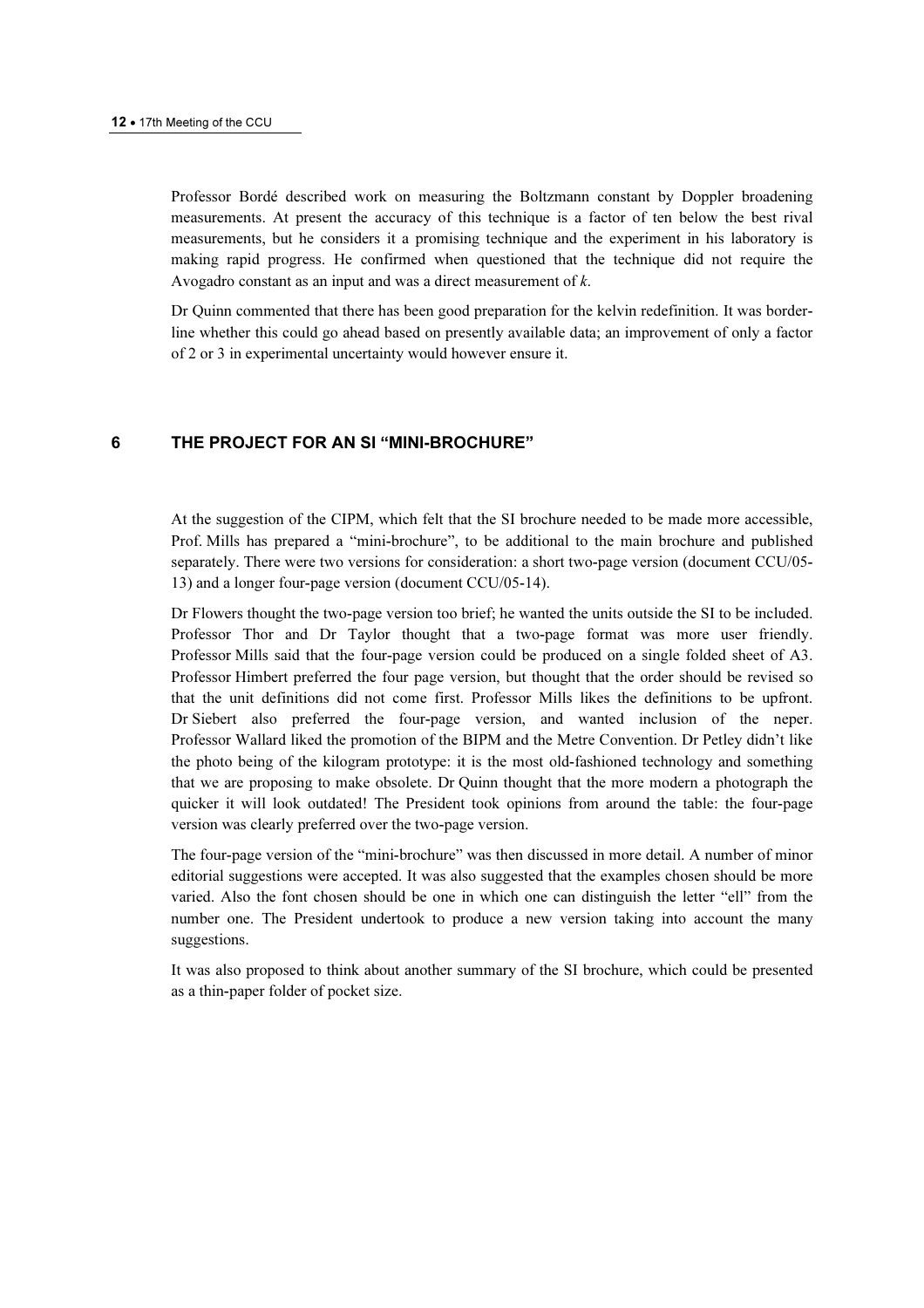Professor Bordé described work on measuring the Boltzmann constant by Doppler broadening measurements. At present the accuracy of this technique is a factor of ten below the best rival measurements, but he considers it a promising technique and the experiment in his laboratory is making rapid progress. He confirmed when questioned that the technique did not require the Avogadro constant as an input and was a direct measurement of *k*.

Dr Quinn commented that there has been good preparation for the kelvin redefinition. It was borderline whether this could go ahead based on presently available data; an improvement of only a factor of 2 or 3 in experimental uncertainty would however ensure it.

## 6 THE PROJECT FOR AN SI "MINI-BROCHURE"

At the suggestion of the CIPM, which felt that the SI brochure needed to be made more accessible, Prof. Mills has prepared a "mini-brochure", to be additional to the main brochure and published separately. There were two versions for consideration: a short two-page version (document CCU/05-13) and a longer four-page version (document CCU/05-14).

Dr Flowers thought the two-page version too brief; he wanted the units outside the SI to be included. Professor Thor and Dr Taylor thought that a two-page format was more user friendly. Professor Mills said that the four-page version could be produced on a single folded sheet of A3. Professor Himbert preferred the four page version, but thought that the order should be revised so that the unit definitions did not come first. Professor Mills likes the definitions to be upfront. Dr Siebert also preferred the four-page version, and wanted inclusion of the neper. Professor Wallard liked the promotion of the BIPM and the Metre Convention. Dr Petley didn't like the photo being of the kilogram prototype: it is the most old-fashioned technology and something that we are proposing to make obsolete. Dr Quinn thought that the more modern a photograph the quicker it will look outdated! The President took opinions from around the table: the four-page version was clearly preferred over the two-page version.

The four-page version of the "mini-brochure" was then discussed in more detail. A number of minor editorial suggestions were accepted. It was also suggested that the examples chosen should be more varied. Also the font chosen should be one in which one can distinguish the letter "ell" from the number one. The President undertook to produce a new version taking into account the many suggestions.

It was also proposed to think about another summary of the SI brochure, which could be presented as a thin-paper folder of pocket size.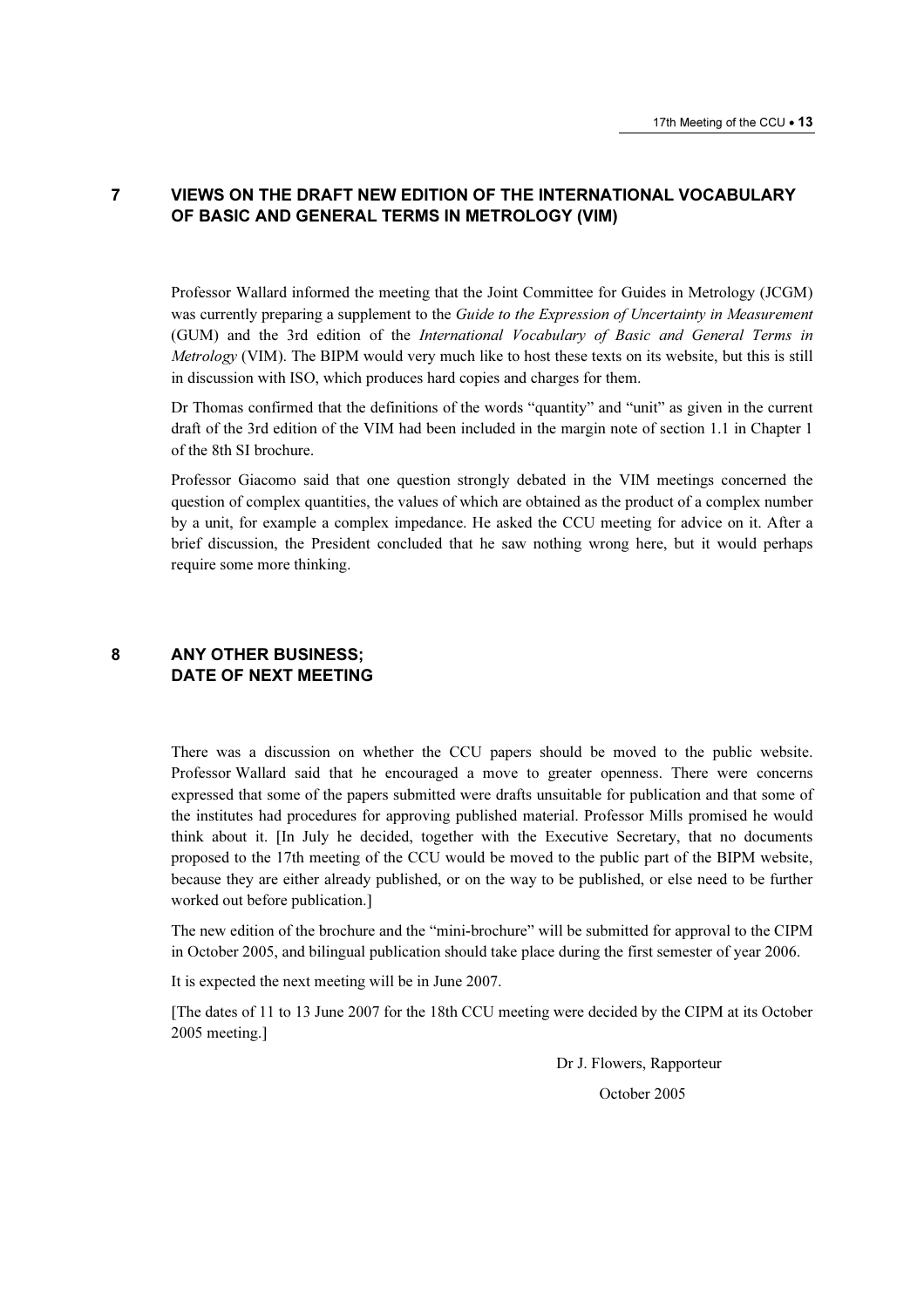## 7 VIEWS ON THE DRAFT NEW EDITION OF THE INTERNATIONAL VOCABULARY OF BASIC AND GENERAL TERMS IN METROLOGY (VIM)

Professor Wallard informed the meeting that the Joint Committee for Guides in Metrology (JCGM) was currently preparing a supplement to the *Guide to the Expression of Uncertainty in Measurement* (GUM) and the 3rd edition of the *International Vocabulary of Basic and General Terms in Metrology* (VIM). The BIPM would very much like to host these texts on its website, but this is still in discussion with ISO, which produces hard copies and charges for them.

Dr Thomas confirmed that the definitions of the words "quantity" and "unit" as given in the current draft of the 3rd edition of the VIM had been included in the margin note of section 1.1 in Chapter 1 of the 8th SI brochure.

Professor Giacomo said that one question strongly debated in the VIM meetings concerned the question of complex quantities, the values of which are obtained as the product of a complex number by a unit, for example a complex impedance. He asked the CCU meeting for advice on it. After a brief discussion, the President concluded that he saw nothing wrong here, but it would perhaps require some more thinking.

## 8 ANY OTHER BUSINESS; DATE OF NEXT MEETING

There was a discussion on whether the CCU papers should be moved to the public website. Professor Wallard said that he encouraged a move to greater openness. There were concerns expressed that some of the papers submitted were drafts unsuitable for publication and that some of the institutes had procedures for approving published material. Professor Mills promised he would think about it. [In July he decided, together with the Executive Secretary, that no documents proposed to the 17th meeting of the CCU would be moved to the public part of the BIPM website, because they are either already published, or on the way to be published, or else need to be further worked out before publication.]

The new edition of the brochure and the "mini-brochure" will be submitted for approval to the CIPM in October 2005, and bilingual publication should take place during the first semester of year 2006.

It is expected the next meeting will be in June 2007.

[The dates of 11 to 13 June 2007 for the 18th CCU meeting were decided by the CIPM at its October 2005 meeting.]

Dr J. Flowers, Rapporteur

October 2005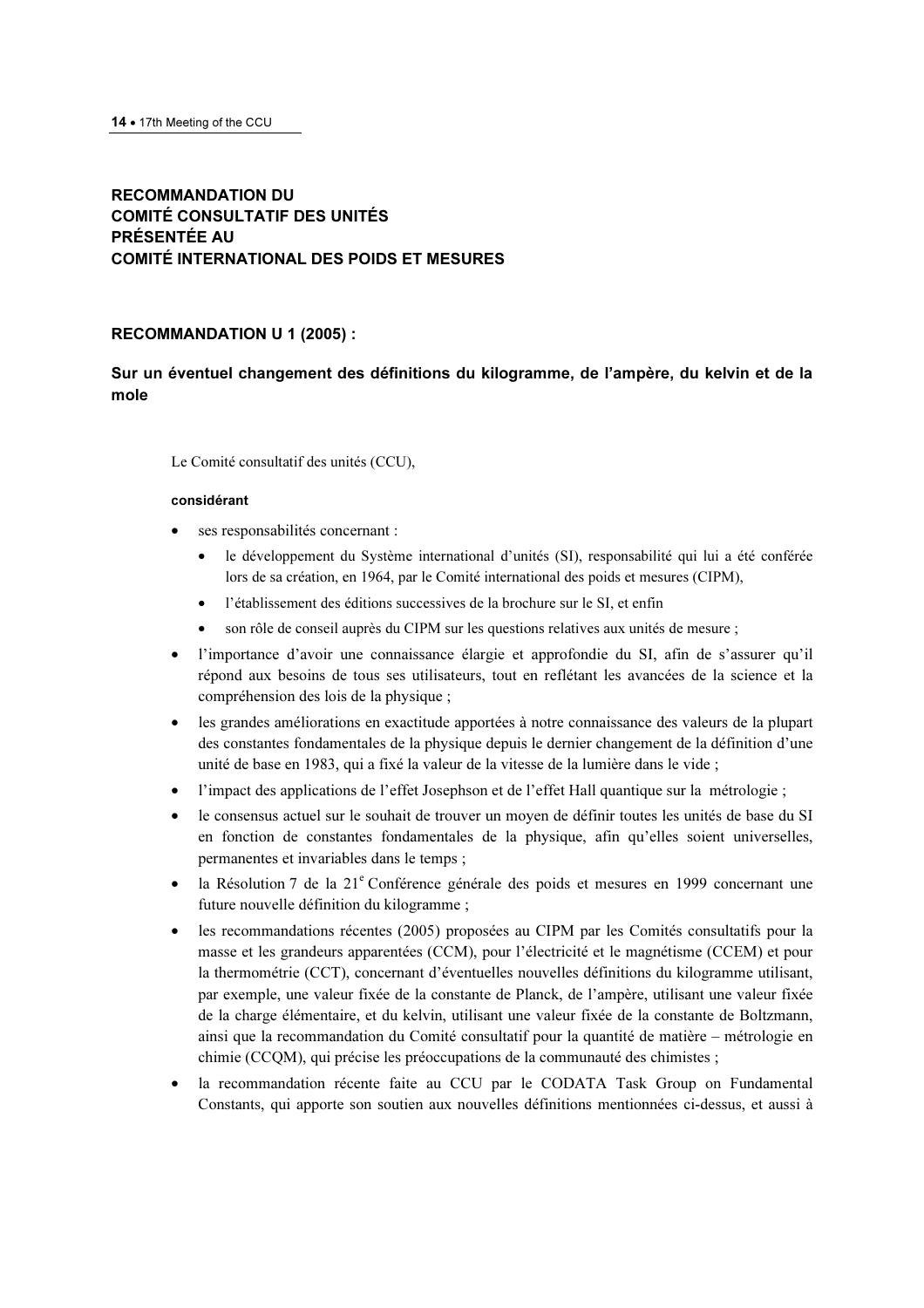## RECOMMANDATION DU COMITÉ CONSULTATIF DES UNITÉS PRÉSENTÉE AU COMITÉ INTERNATIONAL DES POIDS ET MESURES

### RECOMMANDATION U 1 (2005) :

### Sur un éventuel changement des définitions du kilogramme, de l'ampère, du kelvin et de la mole

Le Comité consultatif des unités (CCU),

**considérant**

- ses responsabilités concernant :
    - le développement du Système international d'unités (SI), responsabilité qui lui a été conférée lors de sa création, en 1964, par le Comité international des poids et mesures (CIPM),
    - l'établissement des éditions successives de la brochure sur le SI, et enfin
    - son rôle de conseil auprès du CIPM sur les questions relatives aux unités de mesure ;
- l'importance d'avoir une connaissance élargie et approfondie du SI, afin de s'assurer qu'il répond aux besoins de tous ses utilisateurs, tout en reflétant les avancées de la science et la compréhension des lois de la physique ;
- les grandes améliorations en exactitude apportées à notre connaissance des valeurs de la plupart des constantes fondamentales de la physique depuis le dernier changement de la définition d'une unité de base en 1983, qui a fixé la valeur de la vitesse de la lumière dans le vide ;
- l'impact des applications de l'effet Josephson et de l'effet Hall quantique sur la métrologie ;
- le consensus actuel sur le souhait de trouver un moyen de définir toutes les unités de base du SI en fonction de constantes fondamentales de la physique, afin qu'elles soient universelles, permanentes et invariables dans le temps ;
- la Résolution 7 de la 21^e Conférence générale des poids et mesures en 1999 concernant une future nouvelle définition du kilogramme ;
- les recommandations récentes (2005) proposées au CIPM par les Comités consultatifs pour la masse et les grandeurs apparentées (CCM), pour l'électricité et le magnétisme (CCEM) et pour la thermométrie (CCT), concernant d'éventuelles nouvelles définitions du kilogramme utilisant, par exemple, une valeur fixée de la constante de Planck, de l'ampère, utilisant une valeur fixée de la charge élémentaire, et du kelvin, utilisant une valeur fixée de la constante de Boltzmann, ainsi que la recommandation du Comité consultatif pour la quantité de matière – métrologie en chimie (CCQM), qui précise les préoccupations de la communauté des chimistes ;
- la recommandation récente faite au CCU par le CODATA Task Group on Fundamental Constants, qui apporte son soutien aux nouvelles définitions mentionnées ci-dessus, et aussi à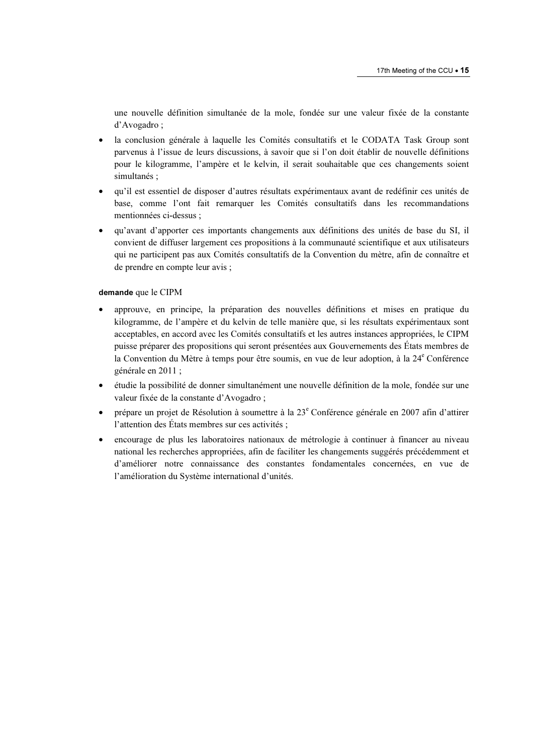une nouvelle définition simultanée de la mole, fondée sur une valeur fixée de la constante d'Avogadro ;

- la conclusion générale à laquelle les Comités consultatifs et le CODATA Task Group sont parvenus à l'issue de leurs discussions, à savoir que si l'on doit établir de nouvelle définitions pour le kilogramme, l'ampère et le kelvin, il serait souhaitable que ces changements soient simultanés ;
- qu'il est essentiel de disposer d'autres résultats expérimentaux avant de redéfinir ces unités de base, comme l'ont fait remarquer les Comités consultatifs dans les recommandations mentionnées ci-dessus ;
- qu'avant d'apporter ces importants changements aux définitions des unités de base du SI, il convient de diffuser largement ces propositions à la communauté scientifique et aux utilisateurs qui ne participent pas aux Comités consultatifs de la Convention du mètre, afin de connaître et de prendre en compte leur avis ;

**demande** que le CIPM

- approuve, en principe, la préparation des nouvelles définitions et mises en pratique du kilogramme, de l'ampère et du kelvin de telle manière que, si les résultats expérimentaux sont acceptables, en accord avec les Comités consultatifs et les autres instances appropriées, le CIPM puisse préparer des propositions qui seront présentées aux Gouvernements des États membres de la Convention du Mètre à temps pour être soumis, en vue de leur adoption, à la 24e Conférence générale en 2011 ;
- étudie la possibilité de donner simultanément une nouvelle définition de la mole, fondée sur une valeur fixée de la constante d'Avogadro ;
- prépare un projet de Résolution à soumettre à la 23e Conférence générale en 2007 afin d'attirer l'attention des États membres sur ces activités ;
- encourage de plus les laboratoires nationaux de métrologie à continuer à financer au niveau national les recherches appropriées, afin de faciliter les changements suggérés précédemment et d'améliorer notre connaissance des constantes fondamentales concernées, en vue de l'amélioration du Système international d'unités.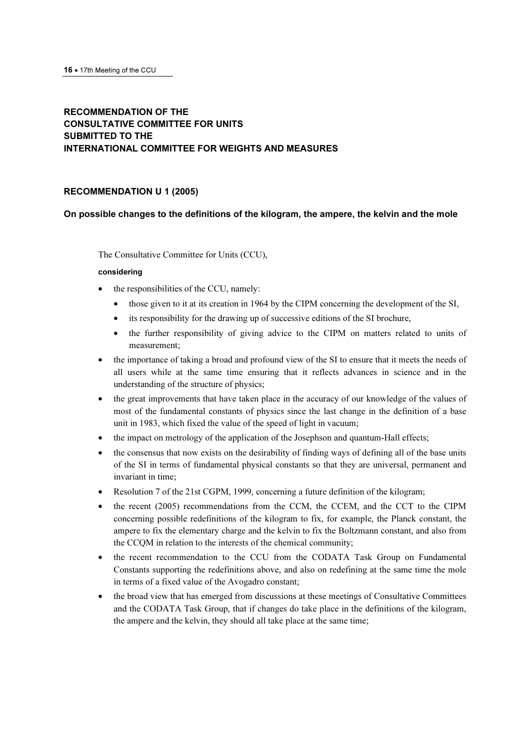## RECOMMENDATION OF THE CONSULTATIVE COMMITTEE FOR UNITS SUBMITTED TO THE INTERNATIONAL COMMITTEE FOR WEIGHTS AND MEASURES

### RECOMMENDATION U 1 (2005)

### On possible changes to the definitions of the kilogram, the ampere, the kelvin and the mole

The Consultative Committee for Units (CCU),

**considering**

- the responsibilities of the CCU, namely:
  - those given to it at its creation in 1964 by the CIPM concerning the development of the SI,
  - its responsibility for the drawing up of successive editions of the SI brochure,
  - the further responsibility of giving advice to the CIPM on matters related to units of measurement;
- the importance of taking a broad and profound view of the SI to ensure that it meets the needs of all users while at the same time ensuring that it reflects advances in science and in the understanding of the structure of physics;
- the great improvements that have taken place in the accuracy of our knowledge of the values of most of the fundamental constants of physics since the last change in the definition of a base unit in 1983, which fixed the value of the speed of light in vacuum;
- the impact on metrology of the application of the Josephson and quantum-Hall effects;
- the consensus that now exists on the desirability of finding ways of defining all of the base units of the SI in terms of fundamental physical constants so that they are universal, permanent and invariant in time;
- Resolution 7 of the 21st CGPM, 1999, concerning a future definition of the kilogram;
- the recent (2005) recommendations from the CCM, the CCEM, and the CCT to the CIPM concerning possible redefinitions of the kilogram to fix, for example, the Planck constant, the ampere to fix the elementary charge and the kelvin to fix the Boltzmann constant, and also from the CCQM in relation to the interests of the chemical community;
- the recent recommendation to the CCU from the CODATA Task Group on Fundamental Constants supporting the redefinitions above, and also on redefining at the same time the mole in terms of a fixed value of the Avogadro constant;
- the broad view that has emerged from discussions at these meetings of Consultative Committees and the CODATA Task Group, that if changes do take place in the definitions of the kilogram, the ampere and the kelvin, they should all take place at the same time;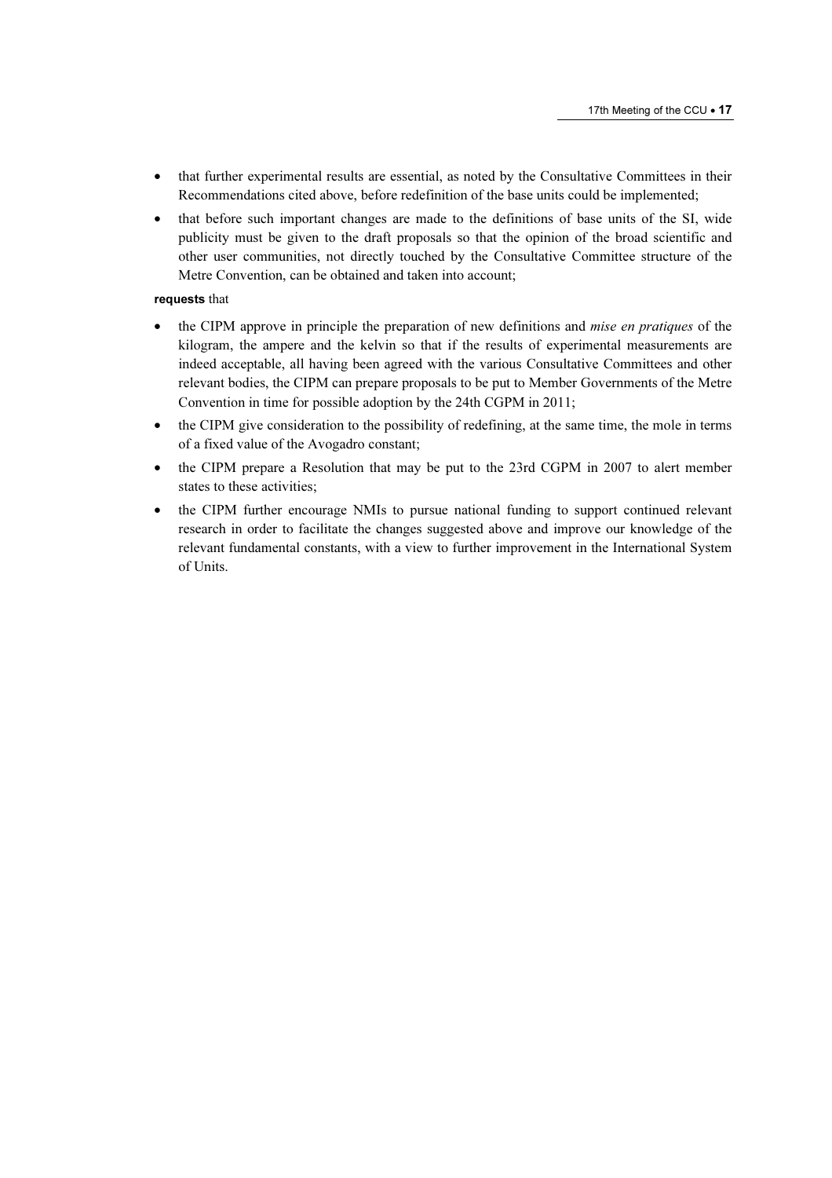- that further experimental results are essential, as noted by the Consultative Committees in their Recommendations cited above, before redefinition of the base units could be implemented;
- that before such important changes are made to the definitions of base units of the SI, wide publicity must be given to the draft proposals so that the opinion of the broad scientific and other user communities, not directly touched by the Consultative Committee structure of the Metre Convention, can be obtained and taken into account;

**requests** that

- the CIPM approve in principle the preparation of new definitions and *mise en pratiques* of the kilogram, the ampere and the kelvin so that if the results of experimental measurements are indeed acceptable, all having been agreed with the various Consultative Committees and other relevant bodies, the CIPM can prepare proposals to be put to Member Governments of the Metre Convention in time for possible adoption by the 24th CGPM in 2011;
- the CIPM give consideration to the possibility of redefining, at the same time, the mole in terms of a fixed value of the Avogadro constant;
- the CIPM prepare a Resolution that may be put to the 23rd CGPM in 2007 to alert member states to these activities;
- the CIPM further encourage NMIs to pursue national funding to support continued relevant research in order to facilitate the changes suggested above and improve our knowledge of the relevant fundamental constants, with a view to further improvement in the International System of Units.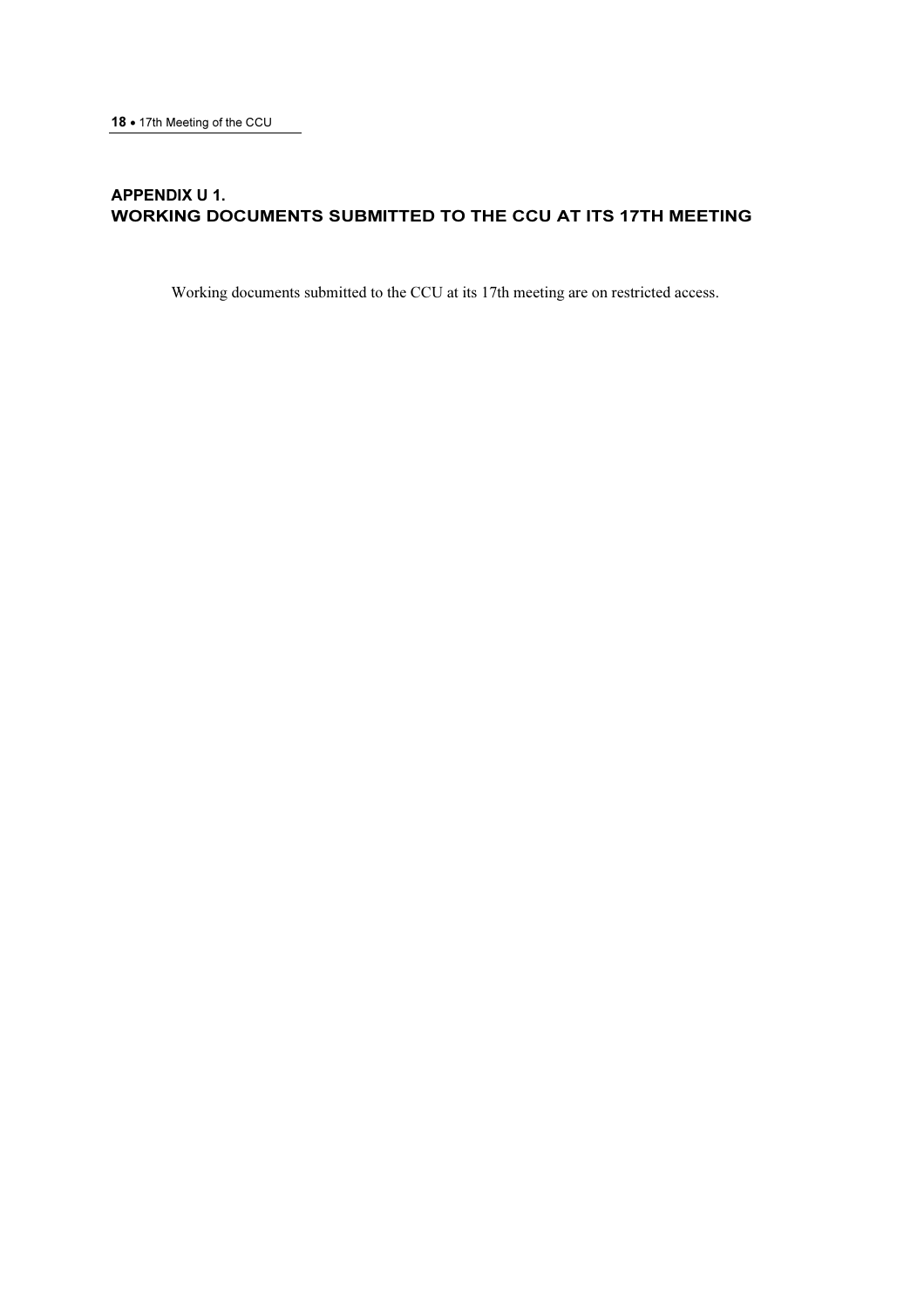## APPENDIX U 1.
## WORKING DOCUMENTS SUBMITTED TO THE CCU AT ITS 17TH MEETING

Working documents submitted to the CCU at its 17th meeting are on restricted access.